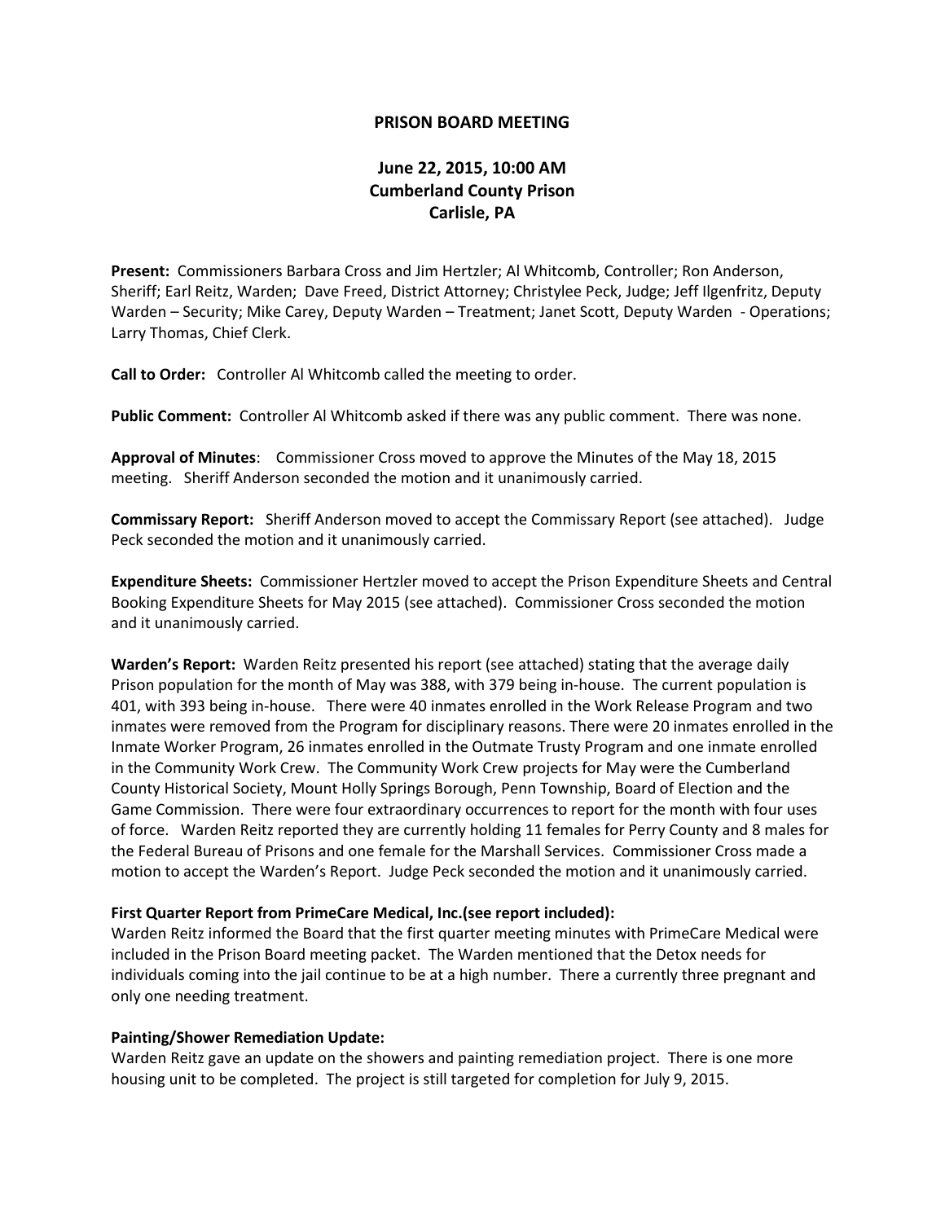# PRISON BOARD MEETING

## June 22, 2015, 10:00 AM
## Cumberland County Prison
## Carlisle, PA

**Present:** Commissioners Barbara Cross and Jim Hertzler; Al Whitcomb, Controller; Ron Anderson, Sheriff; Earl Reitz, Warden; Dave Freed, District Attorney; Christylee Peck, Judge; Jeff Ilgenfritz, Deputy Warden – Security; Mike Carey, Deputy Warden – Treatment; Janet Scott, Deputy Warden - Operations; Larry Thomas, Chief Clerk.

**Call to Order:** Controller Al Whitcomb called the meeting to order.

**Public Comment:** Controller Al Whitcomb asked if there was any public comment. There was none.

**Approval of Minutes**: Commissioner Cross moved to approve the Minutes of the May 18, 2015 meeting. Sheriff Anderson seconded the motion and it unanimously carried.

**Commissary Report:** Sheriff Anderson moved to accept the Commissary Report (see attached). Judge Peck seconded the motion and it unanimously carried.

**Expenditure Sheets:** Commissioner Hertzler moved to accept the Prison Expenditure Sheets and Central Booking Expenditure Sheets for May 2015 (see attached). Commissioner Cross seconded the motion and it unanimously carried.

**Warden's Report:** Warden Reitz presented his report (see attached) stating that the average daily Prison population for the month of May was 388, with 379 being in-house. The current population is 401, with 393 being in-house. There were 40 inmates enrolled in the Work Release Program and two inmates were removed from the Program for disciplinary reasons. There were 20 inmates enrolled in the Inmate Worker Program, 26 inmates enrolled in the Outmate Trusty Program and one inmate enrolled in the Community Work Crew. The Community Work Crew projects for May were the Cumberland County Historical Society, Mount Holly Springs Borough, Penn Township, Board of Election and the Game Commission. There were four extraordinary occurrences to report for the month with four uses of force. Warden Reitz reported they are currently holding 11 females for Perry County and 8 males for the Federal Bureau of Prisons and one female for the Marshall Services. Commissioner Cross made a motion to accept the Warden's Report. Judge Peck seconded the motion and it unanimously carried.

**First Quarter Report from PrimeCare Medical, Inc.(see report included):**

Warden Reitz informed the Board that the first quarter meeting minutes with PrimeCare Medical were included in the Prison Board meeting packet. The Warden mentioned that the Detox needs for individuals coming into the jail continue to be at a high number. There a currently three pregnant and only one needing treatment.

**Painting/Shower Remediation Update:**

Warden Reitz gave an update on the showers and painting remediation project. There is one more housing unit to be completed. The project is still targeted for completion for July 9, 2015.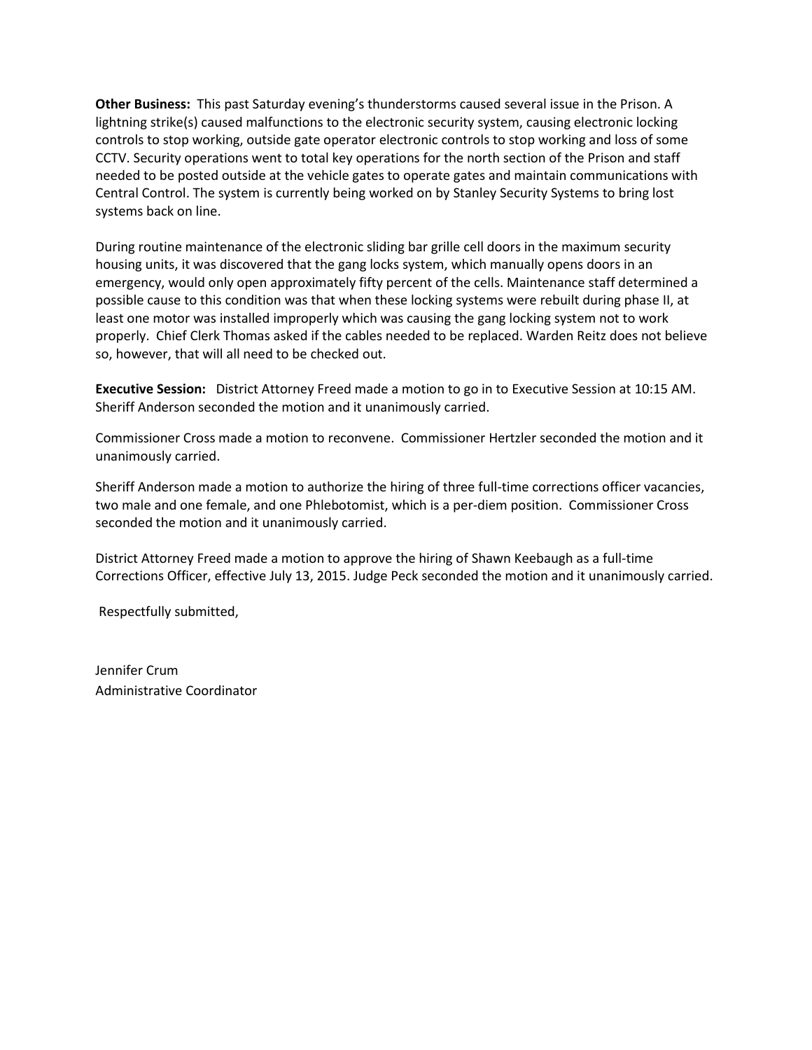**Other Business:** This past Saturday evening's thunderstorms caused several issue in the Prison. A lightning strike(s) caused malfunctions to the electronic security system, causing electronic locking controls to stop working, outside gate operator electronic controls to stop working and loss of some CCTV. Security operations went to total key operations for the north section of the Prison and staff needed to be posted outside at the vehicle gates to operate gates and maintain communications with Central Control. The system is currently being worked on by Stanley Security Systems to bring lost systems back on line.

During routine maintenance of the electronic sliding bar grille cell doors in the maximum security housing units, it was discovered that the gang locks system, which manually opens doors in an emergency, would only open approximately fifty percent of the cells. Maintenance staff determined a possible cause to this condition was that when these locking systems were rebuilt during phase II, at least one motor was installed improperly which was causing the gang locking system not to work properly. Chief Clerk Thomas asked if the cables needed to be replaced. Warden Reitz does not believe so, however, that will all need to be checked out.

**Executive Session:** District Attorney Freed made a motion to go in to Executive Session at 10:15 AM. Sheriff Anderson seconded the motion and it unanimously carried.

Commissioner Cross made a motion to reconvene. Commissioner Hertzler seconded the motion and it unanimously carried.

Sheriff Anderson made a motion to authorize the hiring of three full-time corrections officer vacancies, two male and one female, and one Phlebotomist, which is a per-diem position. Commissioner Cross seconded the motion and it unanimously carried.

District Attorney Freed made a motion to approve the hiring of Shawn Keebaugh as a full-time Corrections Officer, effective July 13, 2015. Judge Peck seconded the motion and it unanimously carried.

Respectfully submitted,

Jennifer Crum
Administrative Coordinator